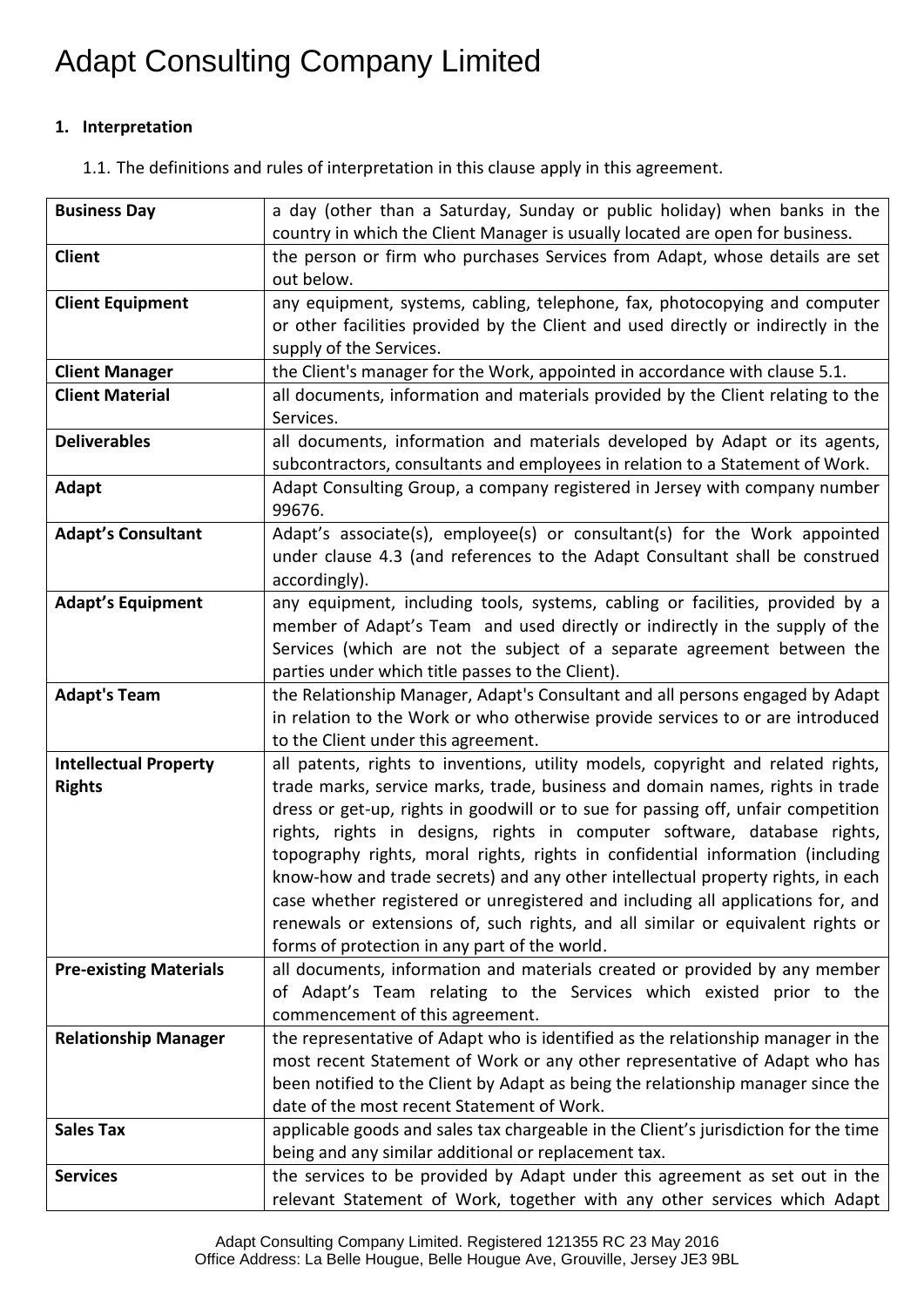# Adapt Consulting Company Limited

**1. Interpretation**

1.1. The definitions and rules of interpretation in this clause apply in this agreement.

| | |
|---|---|
| **Business Day** | a day (other than a Saturday, Sunday or public holiday) when banks in the country in which the Client Manager is usually located are open for business. |
| **Client** | the person or firm who purchases Services from Adapt, whose details are set out below. |
| **Client Equipment** | any equipment, systems, cabling, telephone, fax, photocopying and computer or other facilities provided by the Client and used directly or indirectly in the supply of the Services. |
| **Client Manager** | the Client's manager for the Work, appointed in accordance with clause 5.1. |
| **Client Material** | all documents, information and materials provided by the Client relating to the Services. |
| **Deliverables** | all documents, information and materials developed by Adapt or its agents, subcontractors, consultants and employees in relation to a Statement of Work. |
| **Adapt** | Adapt Consulting Group, a company registered in Jersey with company number 99676. |
| **Adapt's Consultant** | Adapt's associate(s), employee(s) or consultant(s) for the Work appointed under clause 4.3 (and references to the Adapt Consultant shall be construed accordingly). |
| **Adapt's Equipment** | any equipment, including tools, systems, cabling or facilities, provided by a member of Adapt's Team and used directly or indirectly in the supply of the Services (which are not the subject of a separate agreement between the parties under which title passes to the Client). |
| **Adapt's Team** | the Relationship Manager, Adapt's Consultant and all persons engaged by Adapt in relation to the Work or who otherwise provide services to or are introduced to the Client under this agreement. |
| **Intellectual Property Rights** | all patents, rights to inventions, utility models, copyright and related rights, trade marks, service marks, trade, business and domain names, rights in trade dress or get-up, rights in goodwill or to sue for passing off, unfair competition rights, rights in designs, rights in computer software, database rights, topography rights, moral rights, rights in confidential information (including know-how and trade secrets) and any other intellectual property rights, in each case whether registered or unregistered and including all applications for, and renewals or extensions of, such rights, and all similar or equivalent rights or forms of protection in any part of the world. |
| **Pre-existing Materials** | all documents, information and materials created or provided by any member of Adapt's Team relating to the Services which existed prior to the commencement of this agreement. |
| **Relationship Manager** | the representative of Adapt who is identified as the relationship manager in the most recent Statement of Work or any other representative of Adapt who has been notified to the Client by Adapt as being the relationship manager since the date of the most recent Statement of Work. |
| **Sales Tax** | applicable goods and sales tax chargeable in the Client's jurisdiction for the time being and any similar additional or replacement tax. |
| **Services** | the services to be provided by Adapt under this agreement as set out in the relevant Statement of Work, together with any other services which Adapt |

Adapt Consulting Company Limited. Registered 121355 RC 23 May 2016
Office Address: La Belle Hougue, Belle Hougue Ave, Grouville, Jersey JE3 9BL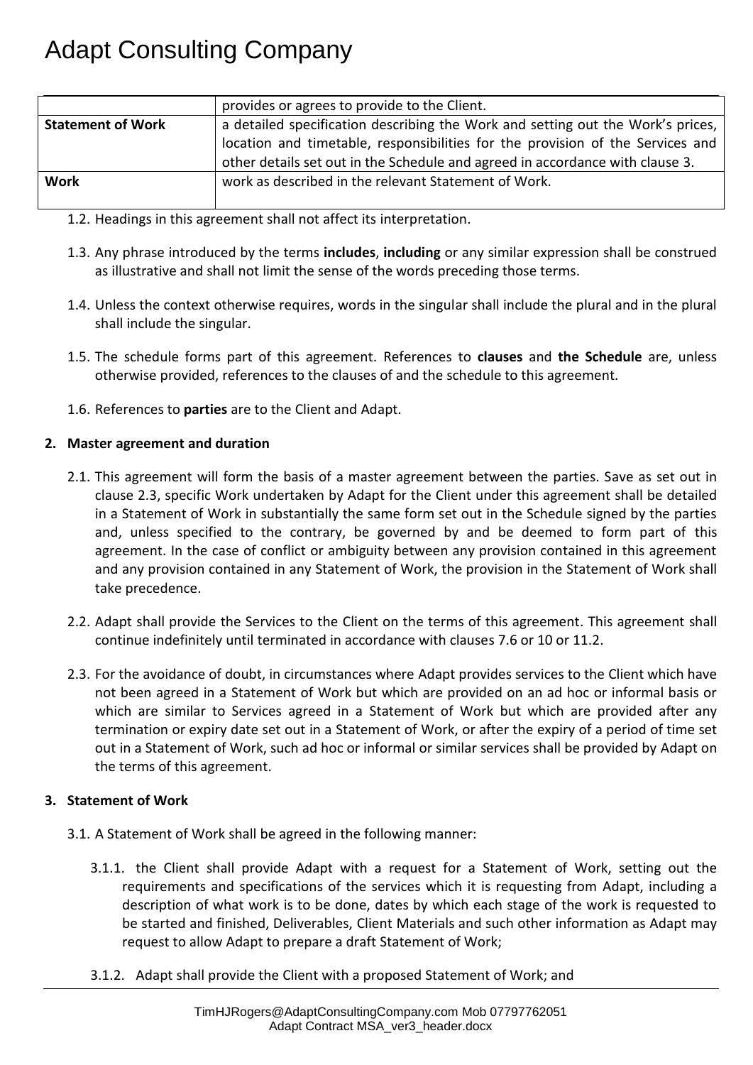| | |
|---|---|
| | provides or agrees to provide to the Client. |
| **Statement of Work** | a detailed specification describing the Work and setting out the Work's prices, location and timetable, responsibilities for the provision of the Services and other details set out in the Schedule and agreed in accordance with clause 3. |
| **Work** | work as described in the relevant Statement of Work. |

1.2. Headings in this agreement shall not affect its interpretation.

1.3. Any phrase introduced by the terms **includes**, **including** or any similar expression shall be construed as illustrative and shall not limit the sense of the words preceding those terms.

1.4. Unless the context otherwise requires, words in the singular shall include the plural and in the plural shall include the singular.

1.5. The schedule forms part of this agreement. References to **clauses** and **the Schedule** are, unless otherwise provided, references to the clauses of and the schedule to this agreement.

1.6. References to **parties** are to the Client and Adapt.

**2. Master agreement and duration**

2.1. This agreement will form the basis of a master agreement between the parties. Save as set out in clause 2.3, specific Work undertaken by Adapt for the Client under this agreement shall be detailed in a Statement of Work in substantially the same form set out in the Schedule signed by the parties and, unless specified to the contrary, be governed by and be deemed to form part of this agreement. In the case of conflict or ambiguity between any provision contained in this agreement and any provision contained in any Statement of Work, the provision in the Statement of Work shall take precedence.

2.2. Adapt shall provide the Services to the Client on the terms of this agreement. This agreement shall continue indefinitely until terminated in accordance with clauses 7.6 or 10 or 11.2.

2.3. For the avoidance of doubt, in circumstances where Adapt provides services to the Client which have not been agreed in a Statement of Work but which are provided on an ad hoc or informal basis or which are similar to Services agreed in a Statement of Work but which are provided after any termination or expiry date set out in a Statement of Work, or after the expiry of a period of time set out in a Statement of Work, such ad hoc or informal or similar services shall be provided by Adapt on the terms of this agreement.

**3. Statement of Work**

3.1. A Statement of Work shall be agreed in the following manner:

3.1.1. the Client shall provide Adapt with a request for a Statement of Work, setting out the requirements and specifications of the services which it is requesting from Adapt, including a description of what work is to be done, dates by which each stage of the work is requested to be started and finished, Deliverables, Client Materials and such other information as Adapt may request to allow Adapt to prepare a draft Statement of Work;

3.1.2. Adapt shall provide the Client with a proposed Statement of Work; and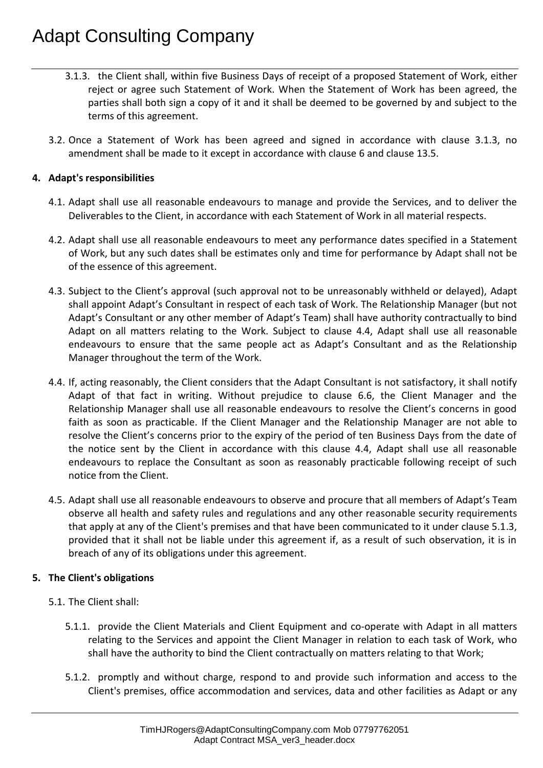3.1.3. the Client shall, within five Business Days of receipt of a proposed Statement of Work, either reject or agree such Statement of Work. When the Statement of Work has been agreed, the parties shall both sign a copy of it and it shall be deemed to be governed by and subject to the terms of this agreement.

3.2. Once a Statement of Work has been agreed and signed in accordance with clause 3.1.3, no amendment shall be made to it except in accordance with clause 6 and clause 13.5.

**4. Adapt's responsibilities**

4.1. Adapt shall use all reasonable endeavours to manage and provide the Services, and to deliver the Deliverables to the Client, in accordance with each Statement of Work in all material respects.

4.2. Adapt shall use all reasonable endeavours to meet any performance dates specified in a Statement of Work, but any such dates shall be estimates only and time for performance by Adapt shall not be of the essence of this agreement.

4.3. Subject to the Client's approval (such approval not to be unreasonably withheld or delayed), Adapt shall appoint Adapt's Consultant in respect of each task of Work. The Relationship Manager (but not Adapt's Consultant or any other member of Adapt's Team) shall have authority contractually to bind Adapt on all matters relating to the Work. Subject to clause 4.4, Adapt shall use all reasonable endeavours to ensure that the same people act as Adapt's Consultant and as the Relationship Manager throughout the term of the Work.

4.4. If, acting reasonably, the Client considers that the Adapt Consultant is not satisfactory, it shall notify Adapt of that fact in writing. Without prejudice to clause 6.6, the Client Manager and the Relationship Manager shall use all reasonable endeavours to resolve the Client's concerns in good faith as soon as practicable. If the Client Manager and the Relationship Manager are not able to resolve the Client's concerns prior to the expiry of the period of ten Business Days from the date of the notice sent by the Client in accordance with this clause 4.4, Adapt shall use all reasonable endeavours to replace the Consultant as soon as reasonably practicable following receipt of such notice from the Client.

4.5. Adapt shall use all reasonable endeavours to observe and procure that all members of Adapt's Team observe all health and safety rules and regulations and any other reasonable security requirements that apply at any of the Client's premises and that have been communicated to it under clause 5.1.3, provided that it shall not be liable under this agreement if, as a result of such observation, it is in breach of any of its obligations under this agreement.

**5. The Client's obligations**

5.1. The Client shall:

5.1.1. provide the Client Materials and Client Equipment and co-operate with Adapt in all matters relating to the Services and appoint the Client Manager in relation to each task of Work, who shall have the authority to bind the Client contractually on matters relating to that Work;

5.1.2. promptly and without charge, respond to and provide such information and access to the Client's premises, office accommodation and services, data and other facilities as Adapt or any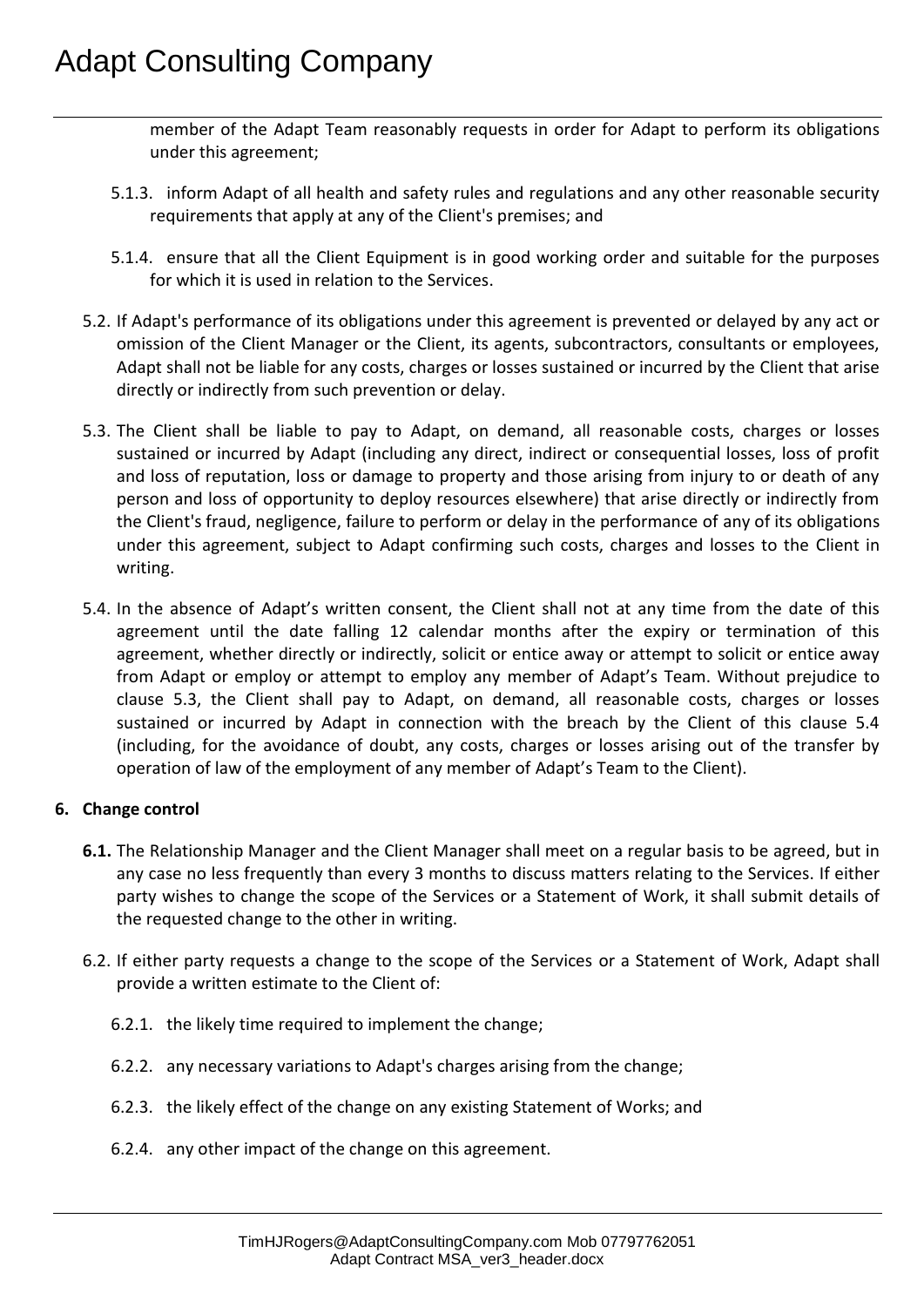member of the Adapt Team reasonably requests in order for Adapt to perform its obligations under this agreement;

5.1.3. inform Adapt of all health and safety rules and regulations and any other reasonable security requirements that apply at any of the Client's premises; and

5.1.4. ensure that all the Client Equipment is in good working order and suitable for the purposes for which it is used in relation to the Services.

5.2. If Adapt's performance of its obligations under this agreement is prevented or delayed by any act or omission of the Client Manager or the Client, its agents, subcontractors, consultants or employees, Adapt shall not be liable for any costs, charges or losses sustained or incurred by the Client that arise directly or indirectly from such prevention or delay.

5.3. The Client shall be liable to pay to Adapt, on demand, all reasonable costs, charges or losses sustained or incurred by Adapt (including any direct, indirect or consequential losses, loss of profit and loss of reputation, loss or damage to property and those arising from injury to or death of any person and loss of opportunity to deploy resources elsewhere) that arise directly or indirectly from the Client's fraud, negligence, failure to perform or delay in the performance of any of its obligations under this agreement, subject to Adapt confirming such costs, charges and losses to the Client in writing.

5.4. In the absence of Adapt's written consent, the Client shall not at any time from the date of this agreement until the date falling 12 calendar months after the expiry or termination of this agreement, whether directly or indirectly, solicit or entice away or attempt to solicit or entice away from Adapt or employ or attempt to employ any member of Adapt's Team. Without prejudice to clause 5.3, the Client shall pay to Adapt, on demand, all reasonable costs, charges or losses sustained or incurred by Adapt in connection with the breach by the Client of this clause 5.4 (including, for the avoidance of doubt, any costs, charges or losses arising out of the transfer by operation of law of the employment of any member of Adapt's Team to the Client).

**6. Change control**

**6.1.** The Relationship Manager and the Client Manager shall meet on a regular basis to be agreed, but in any case no less frequently than every 3 months to discuss matters relating to the Services. If either party wishes to change the scope of the Services or a Statement of Work, it shall submit details of the requested change to the other in writing.

6.2. If either party requests a change to the scope of the Services or a Statement of Work, Adapt shall provide a written estimate to the Client of:

6.2.1. the likely time required to implement the change;

6.2.2. any necessary variations to Adapt's charges arising from the change;

6.2.3. the likely effect of the change on any existing Statement of Works; and

6.2.4. any other impact of the change on this agreement.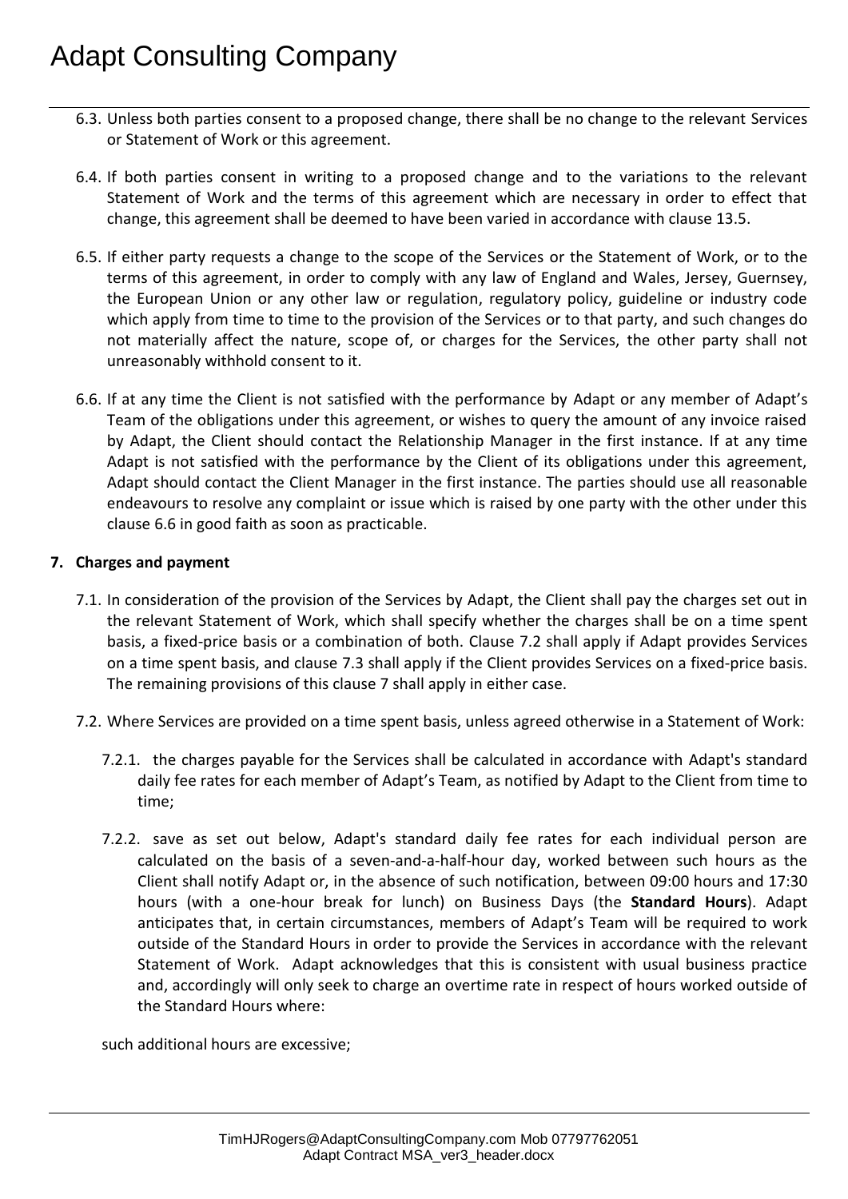6.3. Unless both parties consent to a proposed change, there shall be no change to the relevant Services or Statement of Work or this agreement.

6.4. If both parties consent in writing to a proposed change and to the variations to the relevant Statement of Work and the terms of this agreement which are necessary in order to effect that change, this agreement shall be deemed to have been varied in accordance with clause 13.5.

6.5. If either party requests a change to the scope of the Services or the Statement of Work, or to the terms of this agreement, in order to comply with any law of England and Wales, Jersey, Guernsey, the European Union or any other law or regulation, regulatory policy, guideline or industry code which apply from time to time to the provision of the Services or to that party, and such changes do not materially affect the nature, scope of, or charges for the Services, the other party shall not unreasonably withhold consent to it.

6.6. If at any time the Client is not satisfied with the performance by Adapt or any member of Adapt's Team of the obligations under this agreement, or wishes to query the amount of any invoice raised by Adapt, the Client should contact the Relationship Manager in the first instance. If at any time Adapt is not satisfied with the performance by the Client of its obligations under this agreement, Adapt should contact the Client Manager in the first instance. The parties should use all reasonable endeavours to resolve any complaint or issue which is raised by one party with the other under this clause 6.6 in good faith as soon as practicable.

**7. Charges and payment**

7.1. In consideration of the provision of the Services by Adapt, the Client shall pay the charges set out in the relevant Statement of Work, which shall specify whether the charges shall be on a time spent basis, a fixed-price basis or a combination of both. Clause 7.2 shall apply if Adapt provides Services on a time spent basis, and clause 7.3 shall apply if the Client provides Services on a fixed-price basis. The remaining provisions of this clause 7 shall apply in either case.

7.2. Where Services are provided on a time spent basis, unless agreed otherwise in a Statement of Work:

7.2.1. the charges payable for the Services shall be calculated in accordance with Adapt's standard daily fee rates for each member of Adapt's Team, as notified by Adapt to the Client from time to time;

7.2.2. save as set out below, Adapt's standard daily fee rates for each individual person are calculated on the basis of a seven-and-a-half-hour day, worked between such hours as the Client shall notify Adapt or, in the absence of such notification, between 09:00 hours and 17:30 hours (with a one-hour break for lunch) on Business Days (the **Standard Hours**). Adapt anticipates that, in certain circumstances, members of Adapt's Team will be required to work outside of the Standard Hours in order to provide the Services in accordance with the relevant Statement of Work. Adapt acknowledges that this is consistent with usual business practice and, accordingly will only seek to charge an overtime rate in respect of hours worked outside of the Standard Hours where:

such additional hours are excessive;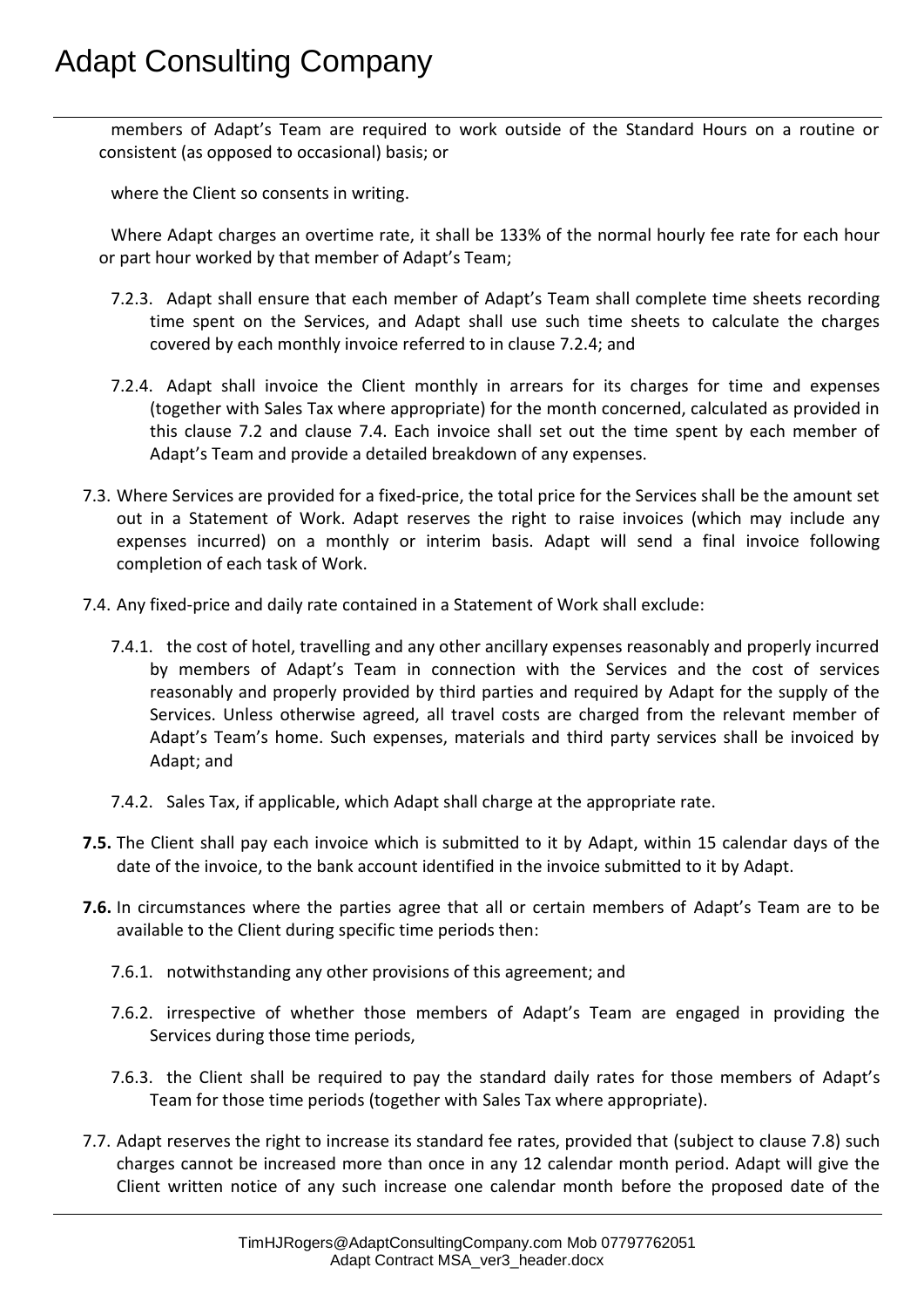members of Adapt's Team are required to work outside of the Standard Hours on a routine or consistent (as opposed to occasional) basis; or

where the Client so consents in writing.

Where Adapt charges an overtime rate, it shall be 133% of the normal hourly fee rate for each hour or part hour worked by that member of Adapt's Team;

7.2.3. Adapt shall ensure that each member of Adapt's Team shall complete time sheets recording time spent on the Services, and Adapt shall use such time sheets to calculate the charges covered by each monthly invoice referred to in clause 7.2.4; and

7.2.4. Adapt shall invoice the Client monthly in arrears for its charges for time and expenses (together with Sales Tax where appropriate) for the month concerned, calculated as provided in this clause 7.2 and clause 7.4. Each invoice shall set out the time spent by each member of Adapt's Team and provide a detailed breakdown of any expenses.

7.3. Where Services are provided for a fixed-price, the total price for the Services shall be the amount set out in a Statement of Work. Adapt reserves the right to raise invoices (which may include any expenses incurred) on a monthly or interim basis. Adapt will send a final invoice following completion of each task of Work.

7.4. Any fixed-price and daily rate contained in a Statement of Work shall exclude:

7.4.1. the cost of hotel, travelling and any other ancillary expenses reasonably and properly incurred by members of Adapt's Team in connection with the Services and the cost of services reasonably and properly provided by third parties and required by Adapt for the supply of the Services. Unless otherwise agreed, all travel costs are charged from the relevant member of Adapt's Team's home. Such expenses, materials and third party services shall be invoiced by Adapt; and

7.4.2. Sales Tax, if applicable, which Adapt shall charge at the appropriate rate.

**7.5.** The Client shall pay each invoice which is submitted to it by Adapt, within 15 calendar days of the date of the invoice, to the bank account identified in the invoice submitted to it by Adapt.

**7.6.** In circumstances where the parties agree that all or certain members of Adapt's Team are to be available to the Client during specific time periods then:

7.6.1. notwithstanding any other provisions of this agreement; and

7.6.2. irrespective of whether those members of Adapt's Team are engaged in providing the Services during those time periods,

7.6.3. the Client shall be required to pay the standard daily rates for those members of Adapt's Team for those time periods (together with Sales Tax where appropriate).

7.7. Adapt reserves the right to increase its standard fee rates, provided that (subject to clause 7.8) such charges cannot be increased more than once in any 12 calendar month period. Adapt will give the Client written notice of any such increase one calendar month before the proposed date of the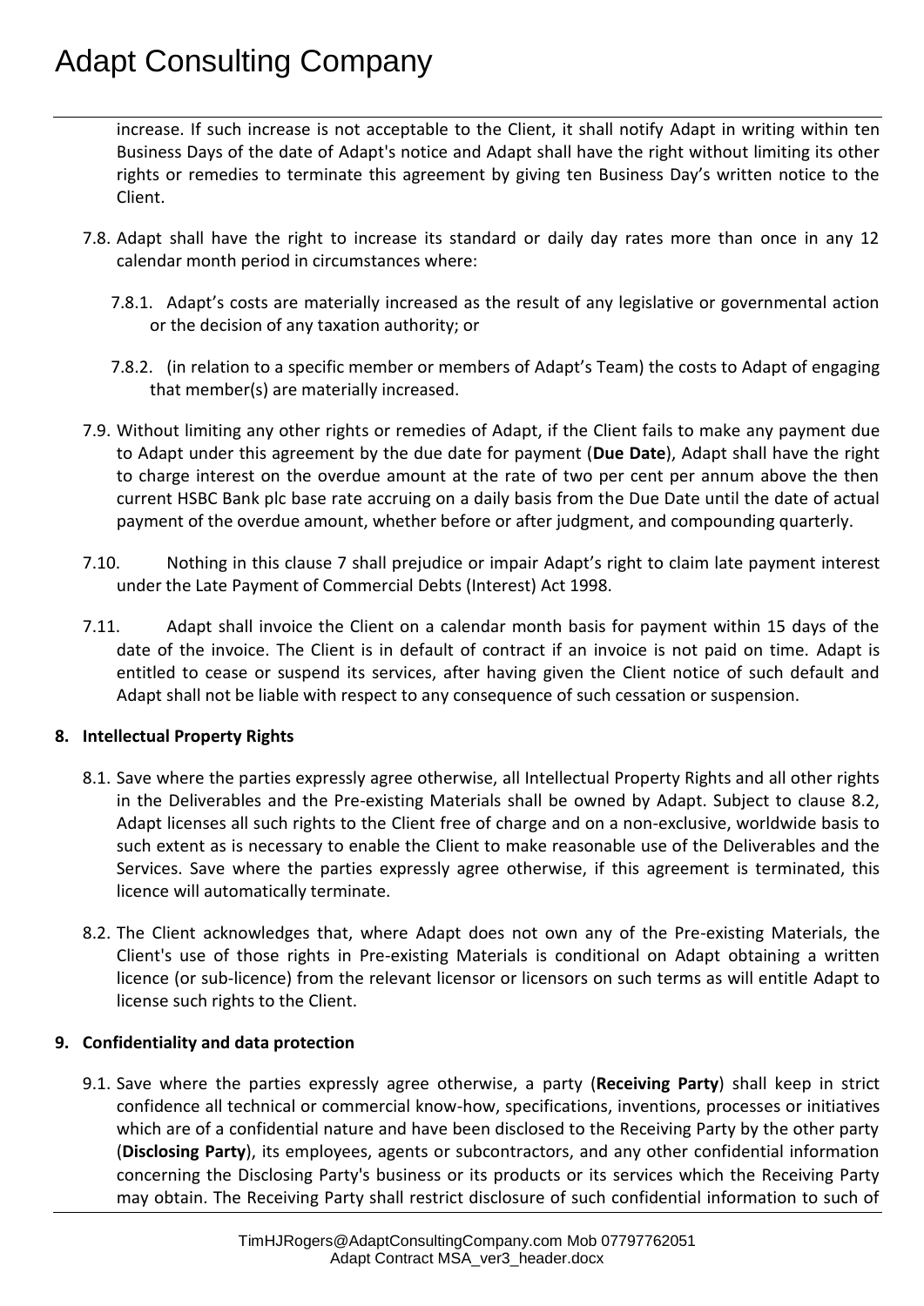increase. If such increase is not acceptable to the Client, it shall notify Adapt in writing within ten Business Days of the date of Adapt's notice and Adapt shall have the right without limiting its other rights or remedies to terminate this agreement by giving ten Business Day's written notice to the Client.

7.8. Adapt shall have the right to increase its standard or daily day rates more than once in any 12 calendar month period in circumstances where:

7.8.1. Adapt's costs are materially increased as the result of any legislative or governmental action or the decision of any taxation authority; or

7.8.2. (in relation to a specific member or members of Adapt's Team) the costs to Adapt of engaging that member(s) are materially increased.

7.9. Without limiting any other rights or remedies of Adapt, if the Client fails to make any payment due to Adapt under this agreement by the due date for payment (**Due Date**), Adapt shall have the right to charge interest on the overdue amount at the rate of two per cent per annum above the then current HSBC Bank plc base rate accruing on a daily basis from the Due Date until the date of actual payment of the overdue amount, whether before or after judgment, and compounding quarterly.

7.10. Nothing in this clause 7 shall prejudice or impair Adapt's right to claim late payment interest under the Late Payment of Commercial Debts (Interest) Act 1998.

7.11. Adapt shall invoice the Client on a calendar month basis for payment within 15 days of the date of the invoice. The Client is in default of contract if an invoice is not paid on time. Adapt is entitled to cease or suspend its services, after having given the Client notice of such default and Adapt shall not be liable with respect to any consequence of such cessation or suspension.

**8. Intellectual Property Rights**

8.1. Save where the parties expressly agree otherwise, all Intellectual Property Rights and all other rights in the Deliverables and the Pre-existing Materials shall be owned by Adapt. Subject to clause 8.2, Adapt licenses all such rights to the Client free of charge and on a non-exclusive, worldwide basis to such extent as is necessary to enable the Client to make reasonable use of the Deliverables and the Services. Save where the parties expressly agree otherwise, if this agreement is terminated, this licence will automatically terminate.

8.2. The Client acknowledges that, where Adapt does not own any of the Pre-existing Materials, the Client's use of those rights in Pre-existing Materials is conditional on Adapt obtaining a written licence (or sub-licence) from the relevant licensor or licensors on such terms as will entitle Adapt to license such rights to the Client.

**9. Confidentiality and data protection**

9.1. Save where the parties expressly agree otherwise, a party (**Receiving Party**) shall keep in strict confidence all technical or commercial know-how, specifications, inventions, processes or initiatives which are of a confidential nature and have been disclosed to the Receiving Party by the other party (**Disclosing Party**), its employees, agents or subcontractors, and any other confidential information concerning the Disclosing Party's business or its products or its services which the Receiving Party may obtain. The Receiving Party shall restrict disclosure of such confidential information to such of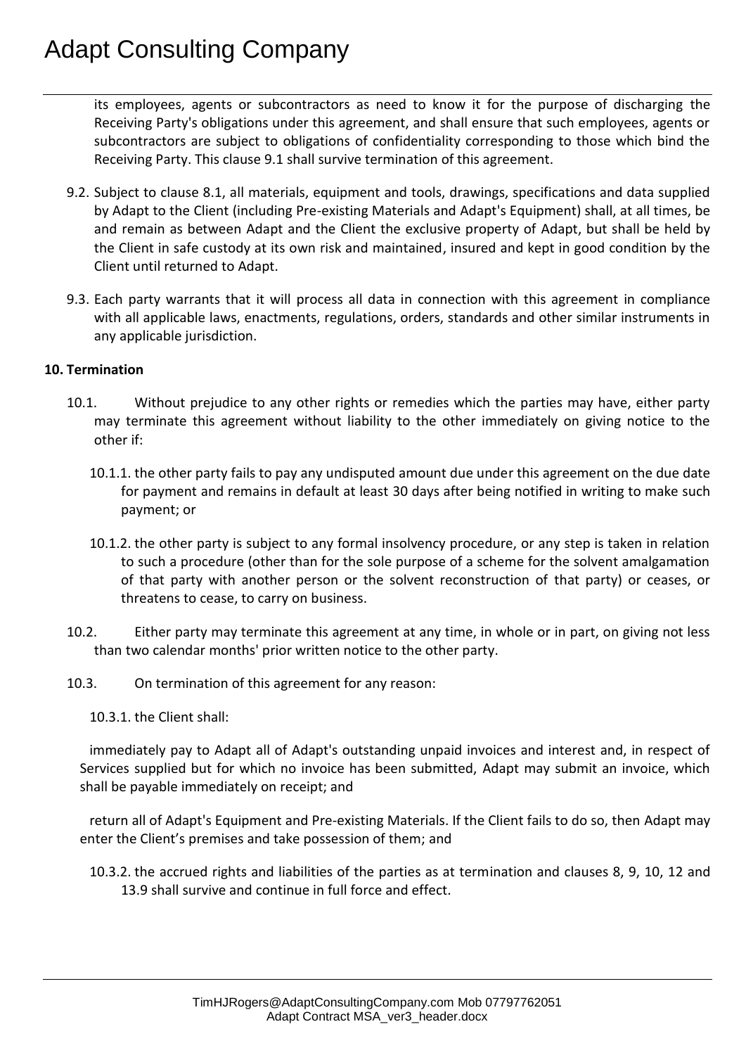its employees, agents or subcontractors as need to know it for the purpose of discharging the Receiving Party's obligations under this agreement, and shall ensure that such employees, agents or subcontractors are subject to obligations of confidentiality corresponding to those which bind the Receiving Party. This clause 9.1 shall survive termination of this agreement.

9.2. Subject to clause 8.1, all materials, equipment and tools, drawings, specifications and data supplied by Adapt to the Client (including Pre-existing Materials and Adapt's Equipment) shall, at all times, be and remain as between Adapt and the Client the exclusive property of Adapt, but shall be held by the Client in safe custody at its own risk and maintained, insured and kept in good condition by the Client until returned to Adapt.

9.3. Each party warrants that it will process all data in connection with this agreement in compliance with all applicable laws, enactments, regulations, orders, standards and other similar instruments in any applicable jurisdiction.

**10. Termination**

10.1. Without prejudice to any other rights or remedies which the parties may have, either party may terminate this agreement without liability to the other immediately on giving notice to the other if:

10.1.1. the other party fails to pay any undisputed amount due under this agreement on the due date for payment and remains in default at least 30 days after being notified in writing to make such payment; or

10.1.2. the other party is subject to any formal insolvency procedure, or any step is taken in relation to such a procedure (other than for the sole purpose of a scheme for the solvent amalgamation of that party with another person or the solvent reconstruction of that party) or ceases, or threatens to cease, to carry on business.

10.2. Either party may terminate this agreement at any time, in whole or in part, on giving not less than two calendar months' prior written notice to the other party.

10.3. On termination of this agreement for any reason:

10.3.1. the Client shall:

immediately pay to Adapt all of Adapt's outstanding unpaid invoices and interest and, in respect of Services supplied but for which no invoice has been submitted, Adapt may submit an invoice, which shall be payable immediately on receipt; and

return all of Adapt's Equipment and Pre-existing Materials. If the Client fails to do so, then Adapt may enter the Client's premises and take possession of them; and

10.3.2. the accrued rights and liabilities of the parties as at termination and clauses 8, 9, 10, 12 and 13.9 shall survive and continue in full force and effect.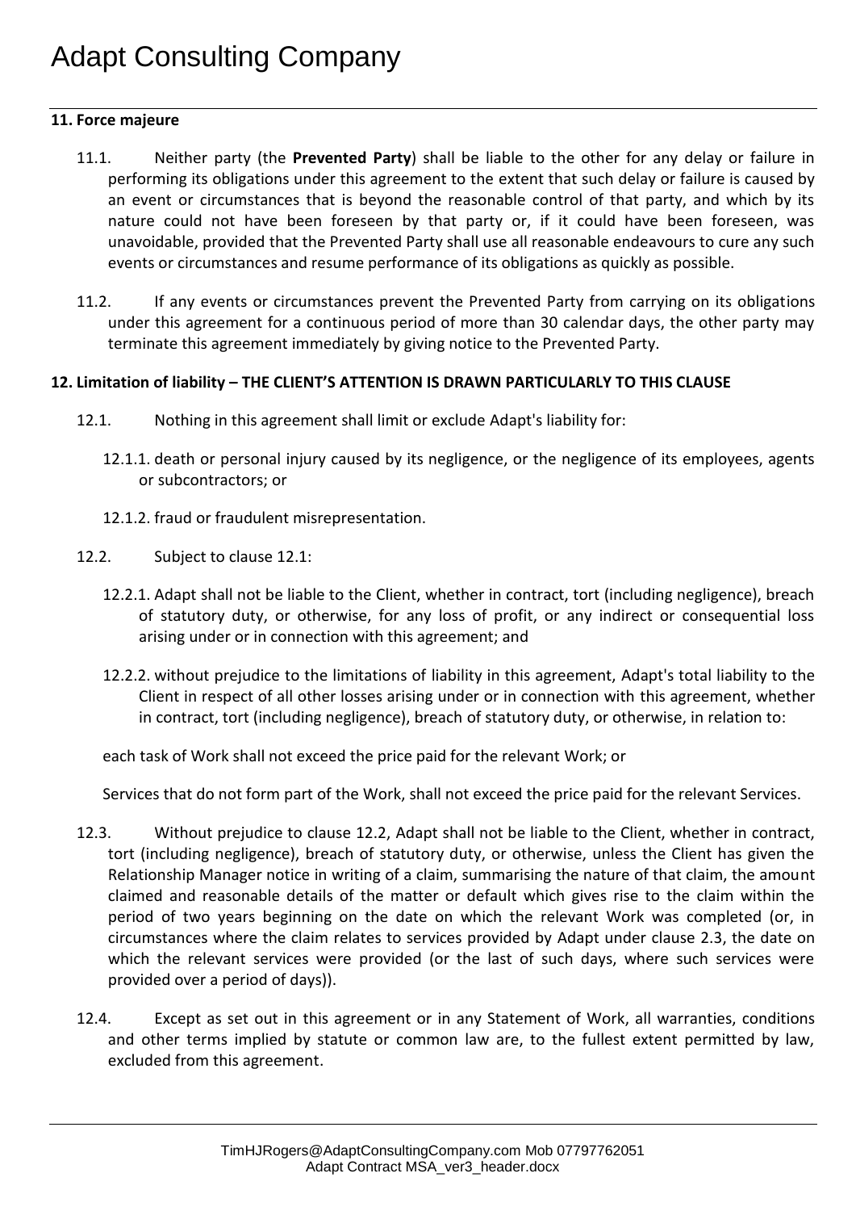**11. Force majeure**

11.1. Neither party (the **Prevented Party**) shall be liable to the other for any delay or failure in performing its obligations under this agreement to the extent that such delay or failure is caused by an event or circumstances that is beyond the reasonable control of that party, and which by its nature could not have been foreseen by that party or, if it could have been foreseen, was unavoidable, provided that the Prevented Party shall use all reasonable endeavours to cure any such events or circumstances and resume performance of its obligations as quickly as possible.

11.2. If any events or circumstances prevent the Prevented Party from carrying on its obligations under this agreement for a continuous period of more than 30 calendar days, the other party may terminate this agreement immediately by giving notice to the Prevented Party.

**12. Limitation of liability – THE CLIENT'S ATTENTION IS DRAWN PARTICULARLY TO THIS CLAUSE**

12.1. Nothing in this agreement shall limit or exclude Adapt's liability for:

12.1.1. death or personal injury caused by its negligence, or the negligence of its employees, agents or subcontractors; or

12.1.2. fraud or fraudulent misrepresentation.

12.2. Subject to clause 12.1:

12.2.1. Adapt shall not be liable to the Client, whether in contract, tort (including negligence), breach of statutory duty, or otherwise, for any loss of profit, or any indirect or consequential loss arising under or in connection with this agreement; and

12.2.2. without prejudice to the limitations of liability in this agreement, Adapt's total liability to the Client in respect of all other losses arising under or in connection with this agreement, whether in contract, tort (including negligence), breach of statutory duty, or otherwise, in relation to:

each task of Work shall not exceed the price paid for the relevant Work; or

Services that do not form part of the Work, shall not exceed the price paid for the relevant Services.

12.3. Without prejudice to clause 12.2, Adapt shall not be liable to the Client, whether in contract, tort (including negligence), breach of statutory duty, or otherwise, unless the Client has given the Relationship Manager notice in writing of a claim, summarising the nature of that claim, the amount claimed and reasonable details of the matter or default which gives rise to the claim within the period of two years beginning on the date on which the relevant Work was completed (or, in circumstances where the claim relates to services provided by Adapt under clause 2.3, the date on which the relevant services were provided (or the last of such days, where such services were provided over a period of days)).

12.4. Except as set out in this agreement or in any Statement of Work, all warranties, conditions and other terms implied by statute or common law are, to the fullest extent permitted by law, excluded from this agreement.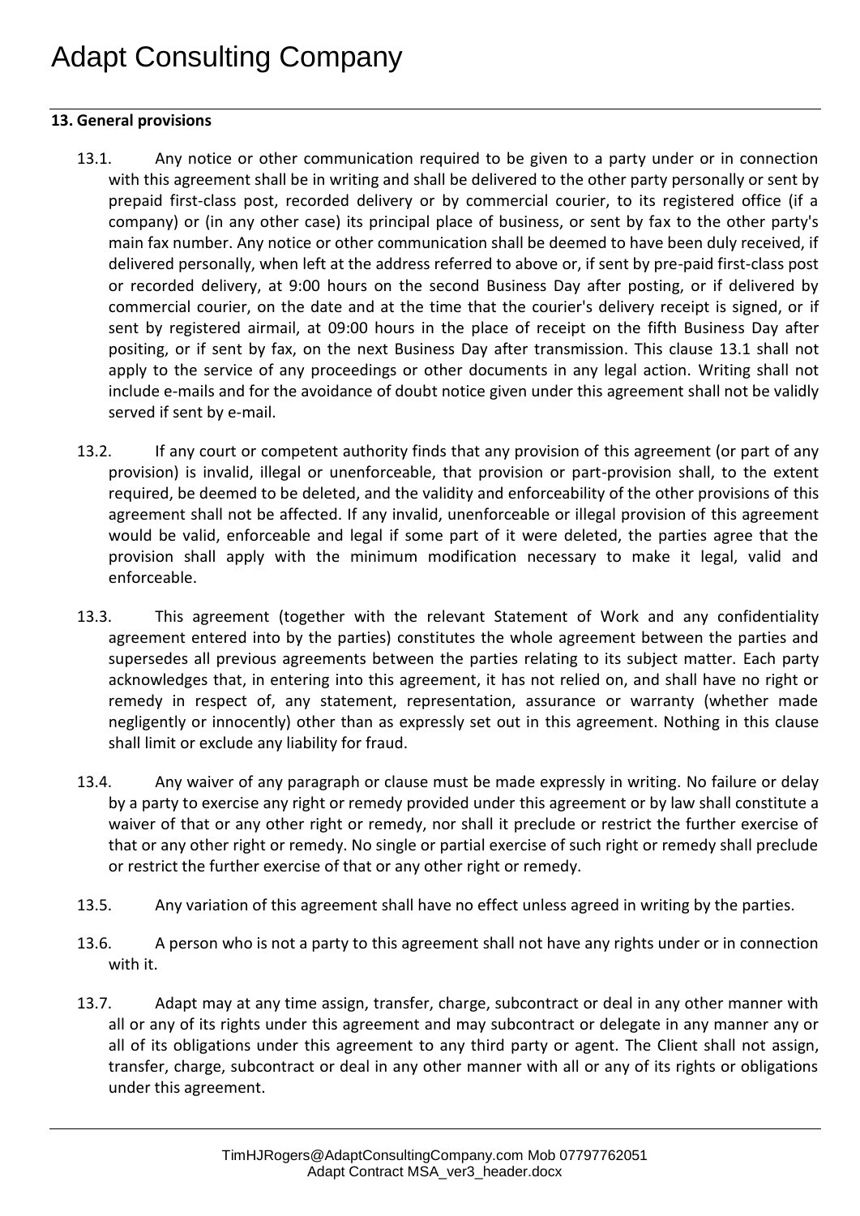**13. General provisions**

13.1. Any notice or other communication required to be given to a party under or in connection with this agreement shall be in writing and shall be delivered to the other party personally or sent by prepaid first-class post, recorded delivery or by commercial courier, to its registered office (if a company) or (in any other case) its principal place of business, or sent by fax to the other party's main fax number. Any notice or other communication shall be deemed to have been duly received, if delivered personally, when left at the address referred to above or, if sent by pre-paid first-class post or recorded delivery, at 9:00 hours on the second Business Day after posting, or if delivered by commercial courier, on the date and at the time that the courier's delivery receipt is signed, or if sent by registered airmail, at 09:00 hours in the place of receipt on the fifth Business Day after positing, or if sent by fax, on the next Business Day after transmission. This clause 13.1 shall not apply to the service of any proceedings or other documents in any legal action. Writing shall not include e-mails and for the avoidance of doubt notice given under this agreement shall not be validly served if sent by e-mail.

13.2. If any court or competent authority finds that any provision of this agreement (or part of any provision) is invalid, illegal or unenforceable, that provision or part-provision shall, to the extent required, be deemed to be deleted, and the validity and enforceability of the other provisions of this agreement shall not be affected. If any invalid, unenforceable or illegal provision of this agreement would be valid, enforceable and legal if some part of it were deleted, the parties agree that the provision shall apply with the minimum modification necessary to make it legal, valid and enforceable.

13.3. This agreement (together with the relevant Statement of Work and any confidentiality agreement entered into by the parties) constitutes the whole agreement between the parties and supersedes all previous agreements between the parties relating to its subject matter. Each party acknowledges that, in entering into this agreement, it has not relied on, and shall have no right or remedy in respect of, any statement, representation, assurance or warranty (whether made negligently or innocently) other than as expressly set out in this agreement. Nothing in this clause shall limit or exclude any liability for fraud.

13.4. Any waiver of any paragraph or clause must be made expressly in writing. No failure or delay by a party to exercise any right or remedy provided under this agreement or by law shall constitute a waiver of that or any other right or remedy, nor shall it preclude or restrict the further exercise of that or any other right or remedy. No single or partial exercise of such right or remedy shall preclude or restrict the further exercise of that or any other right or remedy.

13.5. Any variation of this agreement shall have no effect unless agreed in writing by the parties.

13.6. A person who is not a party to this agreement shall not have any rights under or in connection with it.

13.7. Adapt may at any time assign, transfer, charge, subcontract or deal in any other manner with all or any of its rights under this agreement and may subcontract or delegate in any manner any or all of its obligations under this agreement to any third party or agent. The Client shall not assign, transfer, charge, subcontract or deal in any other manner with all or any of its rights or obligations under this agreement.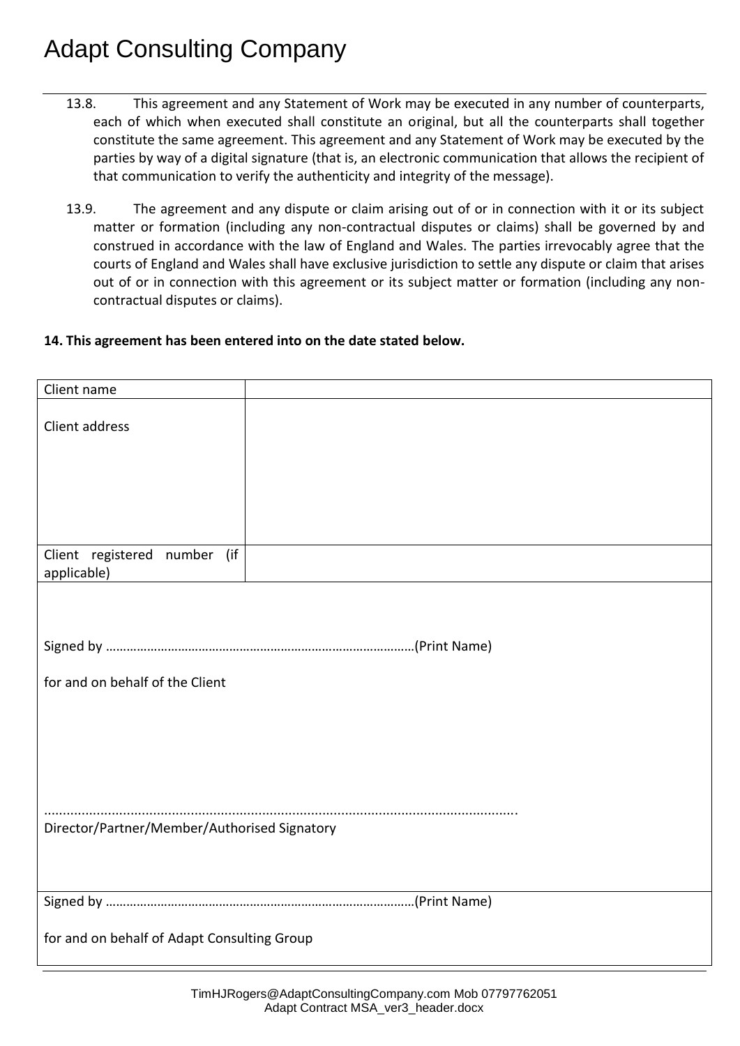13.8. This agreement and any Statement of Work may be executed in any number of counterparts, each of which when executed shall constitute an original, but all the counterparts shall together constitute the same agreement. This agreement and any Statement of Work may be executed by the parties by way of a digital signature (that is, an electronic communication that allows the recipient of that communication to verify the authenticity and integrity of the message).

13.9. The agreement and any dispute or claim arising out of or in connection with it or its subject matter or formation (including any non-contractual disputes or claims) shall be governed by and construed in accordance with the law of England and Wales. The parties irrevocably agree that the courts of England and Wales shall have exclusive jurisdiction to settle any dispute or claim that arises out of or in connection with this agreement or its subject matter or formation (including any non-contractual disputes or claims).

**14. This agreement has been entered into on the date stated below.**

| Client name | |
|---|---|
| Client address | |
| Client registered number (if applicable) | |

Signed by ………………………………………………………………………………(Print Name)

for and on behalf of the Client

…………………………………………………………………………………………………………….

Director/Partner/Member/Authorised Signatory

Signed by ………………………………………………………………………………(Print Name)

for and on behalf of Adapt Consulting Group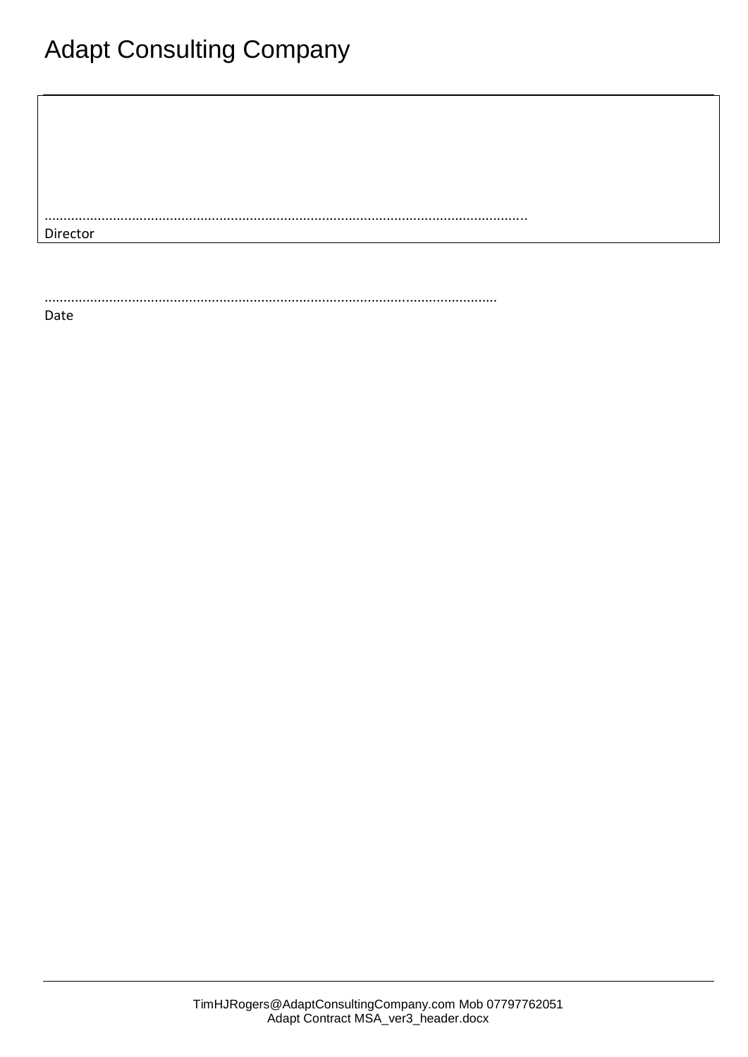……………………………………………………………………………………………………………..
Director

……………………………………………………………………………………………………….
Date